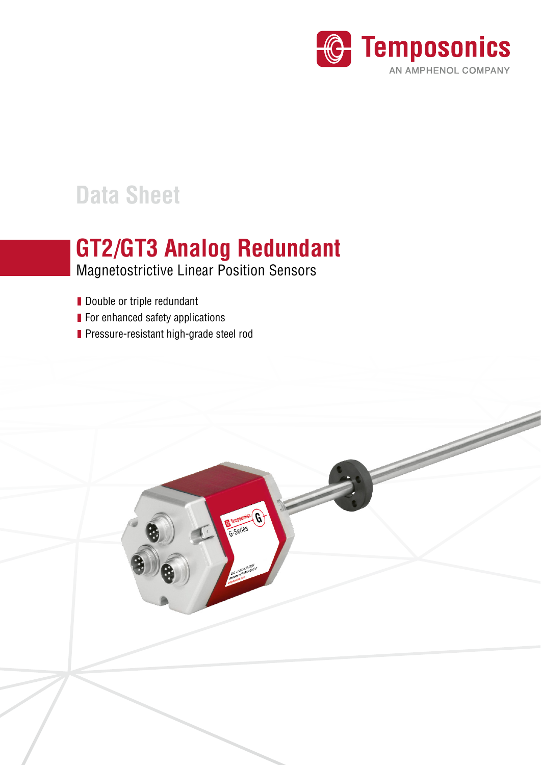Temposonics
AN AMPHENOL COMPANY

Data Sheet

# GT2/GT3 Analog Redundant

## Magnetostrictive Linear Position Sensors

- Double or triple redundant
- For enhanced safety applications
- Pressure-resistant high-grade steel rod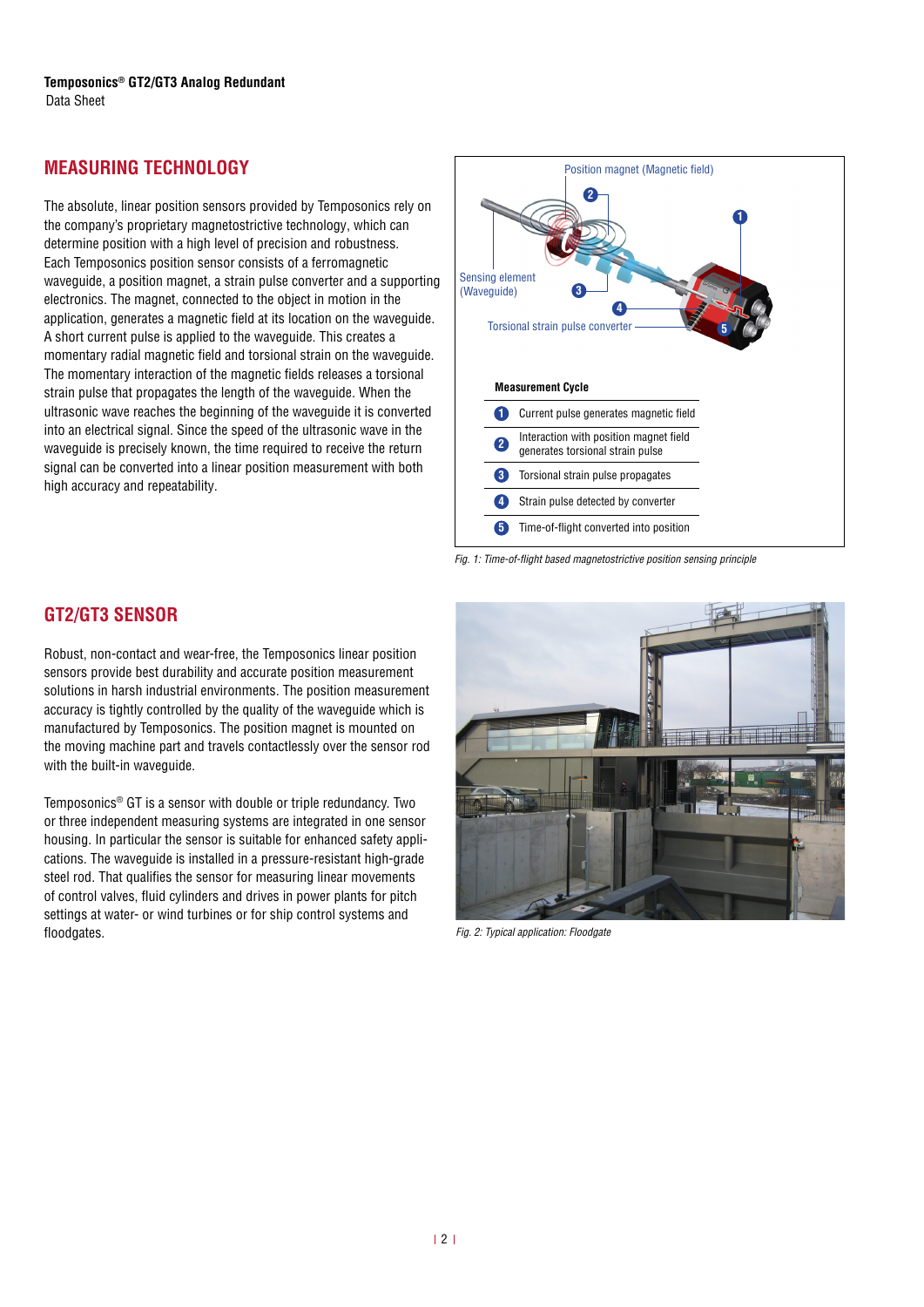## MEASURING TECHNOLOGY

The absolute, linear position sensors provided by Temposonics rely on the company's proprietary magnetostrictive technology, which can determine position with a high level of precision and robustness. Each Temposonics position sensor consists of a ferromagnetic waveguide, a position magnet, a strain pulse converter and a supporting electronics. The magnet, connected to the object in motion in the application, generates a magnetic field at its location on the waveguide. A short current pulse is applied to the waveguide. This creates a momentary radial magnetic field and torsional strain on the waveguide. The momentary interaction of the magnetic fields releases a torsional strain pulse that propagates the length of the waveguide. When the ultrasonic wave reaches the beginning of the waveguide it is converted into an electrical signal. Since the speed of the ultrasonic wave in the waveguide is precisely known, the time required to receive the return signal can be converted into a linear position measurement with both high accuracy and repeatability.

Position magnet (Magnetic field)

Sensing element (Waveguide)

Torsional strain pulse converter

**Measurement Cycle**

| | |
|---|---|
| 1 | Current pulse generates magnetic field |
| 2 | Interaction with position magnet field generates torsional strain pulse |
| 3 | Torsional strain pulse propagates |
| 4 | Strain pulse detected by converter |
| 5 | Time-of-flight converted into position |

*Fig. 1: Time-of-flight based magnetostrictive position sensing principle*

## GT2/GT3 SENSOR

Robust, non-contact and wear-free, the Temposonics linear position sensors provide best durability and accurate position measurement solutions in harsh industrial environments. The position measurement accuracy is tightly controlled by the quality of the waveguide which is manufactured by Temposonics. The position magnet is mounted on the moving machine part and travels contactlessly over the sensor rod with the built-in waveguide.

Temposonics® GT is a sensor with double or triple redundancy. Two or three independent measuring systems are integrated in one sensor housing. In particular the sensor is suitable for enhanced safety applications. The waveguide is installed in a pressure-resistant high-grade steel rod. That qualifies the sensor for measuring linear movements of control valves, fluid cylinders and drives in power plants for pitch settings at water- or wind turbines or for ship control systems and floodgates.

*Fig. 2: Typical application: Floodgate*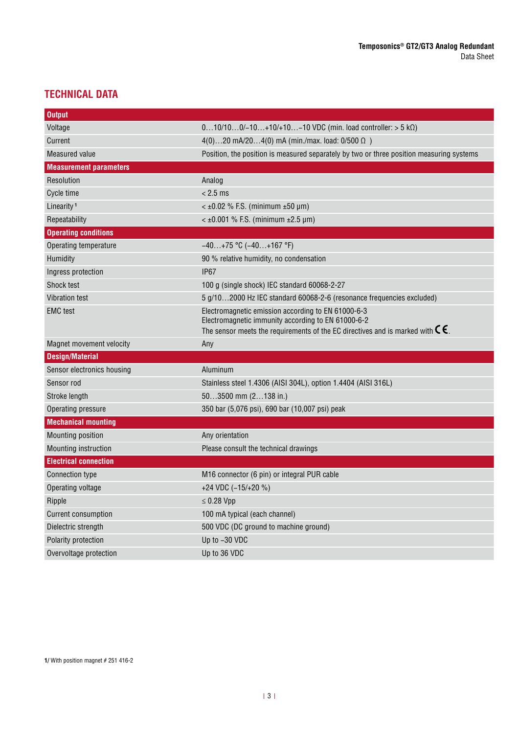## TECHNICAL DATA

| Output | |
|---|---|
| Voltage | 0…10/10…0/–10…+10/+10…–10 VDC (min. load controller: > 5 kΩ) |
| Current | 4(0)…20 mA/20…4(0) mA (min./max. load: 0/500 Ω ) |
| Measured value | Position, the position is measured separately by two or three position measuring systems |
| **Measurement parameters** | |
| Resolution | Analog |
| Cycle time | < 2.5 ms |
| Linearity [1] | < ±0.02 % F.S. (minimum ±50 µm) |
| Repeatability | < ±0.001 % F.S. (minimum ±2.5 µm) |
| **Operating conditions** | |
| Operating temperature | –40…+75 °C (–40…+167 °F) |
| Humidity | 90 % relative humidity, no condensation |
| Ingress protection | IP67 |
| Shock test | 100 g (single shock) IEC standard 60068-2-27 |
| Vibration test | 5 g/10…2000 Hz IEC standard 60068-2-6 (resonance frequencies excluded) |
| EMC test | Electromagnetic emission according to EN 61000-6-3<br>Electromagnetic immunity according to EN 61000-6-2<br>The sensor meets the requirements of the EC directives and is marked with CE. |
| Magnet movement velocity | Any |
| **Design/Material** | |
| Sensor electronics housing | Aluminum |
| Sensor rod | Stainless steel 1.4306 (AISI 304L), option 1.4404 (AISI 316L) |
| Stroke length | 50…3500 mm (2…138 in.) |
| Operating pressure | 350 bar (5,076 psi), 690 bar (10,007 psi) peak |
| **Mechanical mounting** | |
| Mounting position | Any orientation |
| Mounting instruction | Please consult the technical drawings |
| **Electrical connection** | |
| Connection type | M16 connector (6 pin) or integral PUR cable |
| Operating voltage | +24 VDC (–15/+20 %) |
| Ripple | ≤ 0.28 Vpp |
| Current consumption | 100 mA typical (each channel) |
| Dielectric strength | 500 VDC (DC ground to machine ground) |
| Polarity protection | Up to –30 VDC |
| Overvoltage protection | Up to 36 VDC |

**1/** With position magnet # 251 416-2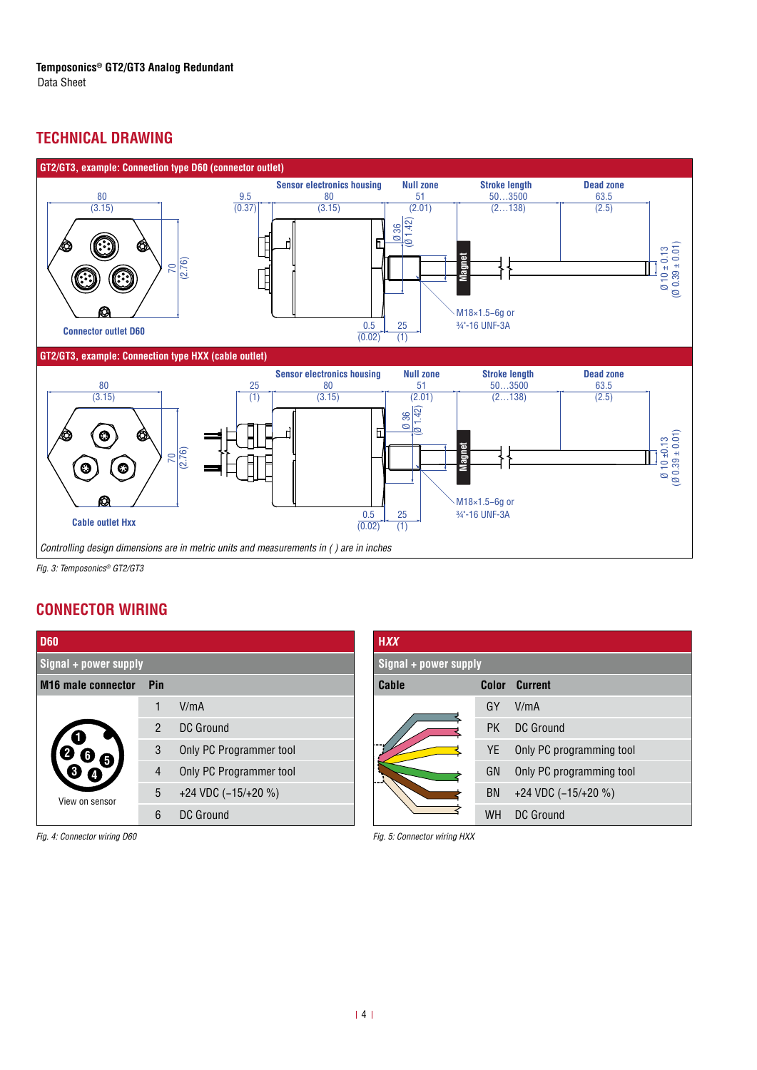## TECHNICAL DRAWING

**GT2/GT3, example: Connection type D60 (connector outlet)**

Sensor electronics housing 80 (3.15) · Null zone 51 (2.01) · Stroke length 50…3500 (2…138) · Dead zone 63.5 (2.5)

80 (3.15) · 70 (2.76) · 9.5 (0.37) · Ø 36 (Ø 1.42) · 0.5 (0.02) · 25 (1) · Ø 10 ± 0.13 (Ø 0.39 ± 0.01)

Magnet

M18×1.5-6g or ¾"-16 UNF-3A

Connector outlet D60

**GT2/GT3, example: Connection type HXX (cable outlet)**

Sensor electronics housing 80 (3.15) · Null zone 51 (2.01) · Stroke length 50…3500 (2…138) · Dead zone 63.5 (2.5)

80 (3.15) · 70 (2.76) · 25 (1) · Ø 36 (Ø 1.42) · 0.5 (0.02) · 25 (1) · Ø 10 ±0.13 (Ø 0.39 ± 0.01)

Magnet

M18×1.5-6g or ¾"-16 UNF-3A

Cable outlet Hxx

*Controlling design dimensions are in metric units and measurements in ( ) are in inches*

*Fig. 3: Temposonics® GT2/GT3*

## CONNECTOR WIRING

**D60**

Signal + power supply

| M16 male connector | Pin | |
|---|---|---|
| View on sensor | 1 | V/mA |
| | 2 | DC Ground |
| | 3 | Only PC Programmer tool |
| | 4 | Only PC Programmer tool |
| | 5 | +24 VDC (−15/+20 %) |
| | 6 | DC Ground |

*Fig. 4: Connector wiring D60*

**H*XX***

Signal + power supply

| Cable | Color | Current |
|---|---|---|
| | GY | V/mA |
| | PK | DC Ground |
| | YE | Only PC programming tool |
| | GN | Only PC programming tool |
| | BN | +24 VDC (−15/+20 %) |
| | WH | DC Ground |

*Fig. 5: Connector wiring HXX*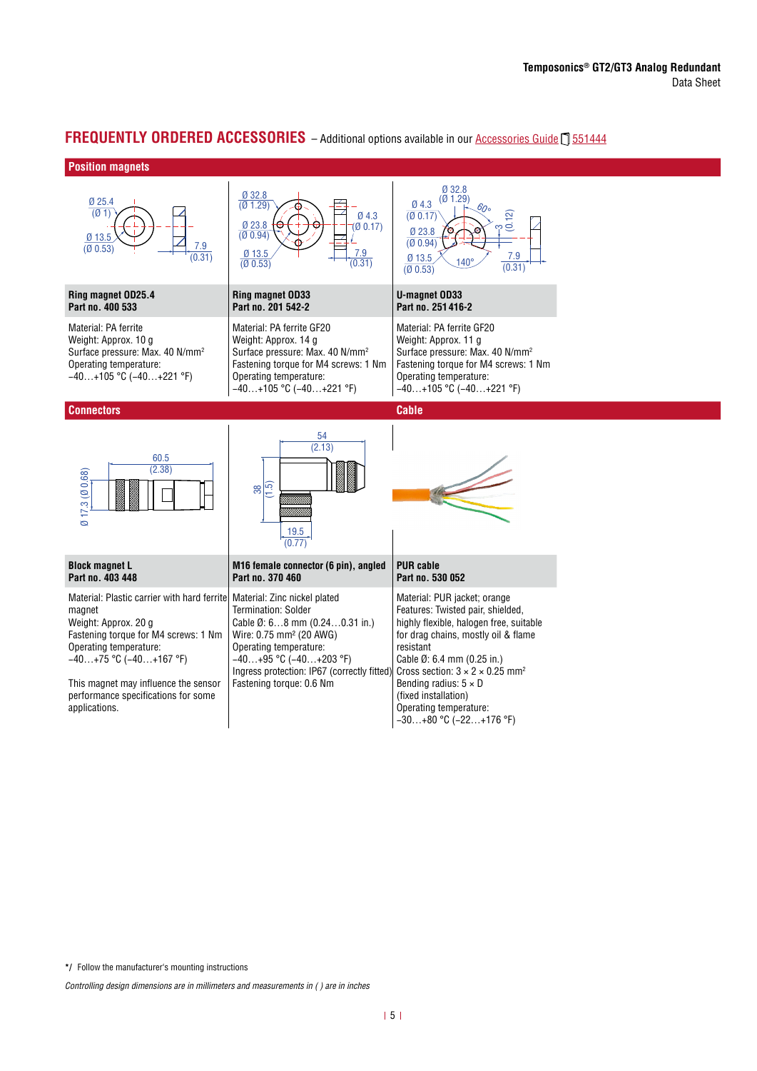## FREQUENTLY ORDERED ACCESSORIES – Additional options available in our Accessories Guide 551444

### Position magnets

| Ring magnet OD25.4<br>Part no. 400 533 | Ring magnet OD33<br>Part no. 201 542-2 | U-magnet OD33<br>Part no. 251 416-2 |
|---|---|---|
| Material: PA ferrite<br>Weight: Approx. 10 g<br>Surface pressure: Max. 40 N/mm²<br>Operating temperature:<br>−40…+105 °C (−40…+221 °F) | Material: PA ferrite GF20<br>Weight: Approx. 14 g<br>Surface pressure: Max. 40 N/mm²<br>Fastening torque for M4 screws: 1 Nm<br>Operating temperature:<br>−40…+105 °C (−40…+221 °F) | Material: PA ferrite GF20<br>Weight: Approx. 11 g<br>Surface pressure: Max. 40 N/mm²<br>Fastening torque for M4 screws: 1 Nm<br>Operating temperature:<br>−40…+105 °C (−40…+221 °F) |

### Connectors / Cable

| Block magnet L<br>Part no. 403 448 | M16 female connector (6 pin), angled<br>Part no. 370 460 | PUR cable<br>Part no. 530 052 |
|---|---|---|
| Material: Plastic carrier with hard ferrite magnet<br>Weight: Approx. 20 g<br>Fastening torque for M4 screws: 1 Nm<br>Operating temperature:<br>−40…+75 °C (−40…+167 °F)<br><br>This magnet may influence the sensor performance specifications for some applications. | Material: Zinc nickel plated<br>Termination: Solder<br>Cable Ø: 6…8 mm (0.24…0.31 in.)<br>Wire: 0.75 mm² (20 AWG)<br>Operating temperature:<br>−40…+95 °C (−40…+203 °F)<br>Ingress protection: IP67 (correctly fitted)<br>Fastening torque: 0.6 Nm | Material: PUR jacket; orange<br>Features: Twisted pair, shielded, highly flexible, halogen free, suitable for drag chains, mostly oil & flame resistant<br>Cable Ø: 6.4 mm (0.25 in.)<br>Cross section: 3 × 2 × 0.25 mm²<br>Bending radius: 5 × D<br>(fixed installation)<br>Operating temperature:<br>−30…+80 °C (−22…+176 °F) |

*/ Follow the manufacturer's mounting instructions

*Controlling design dimensions are in millimeters and measurements in ( ) are in inches*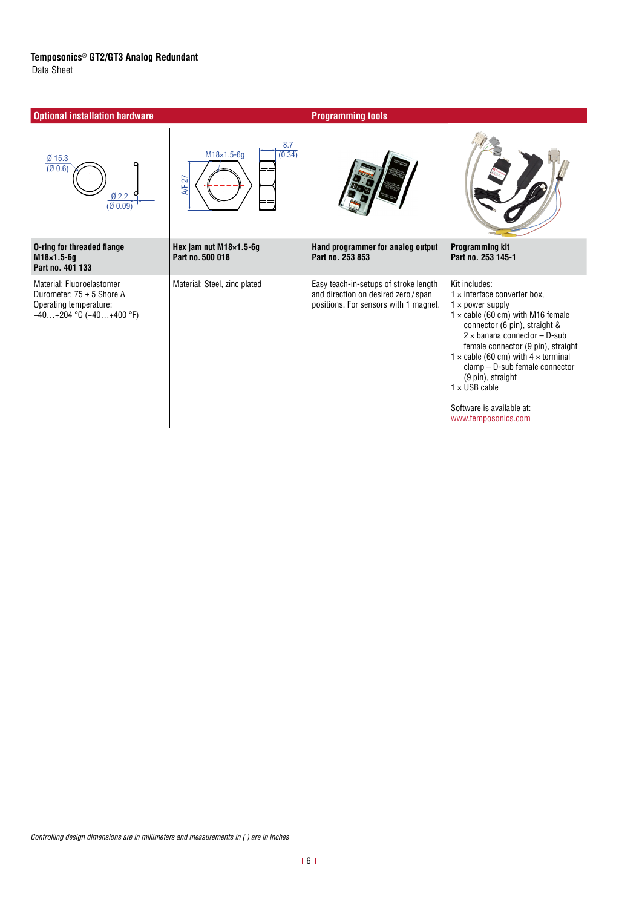## Optional installation hardware

## Programming tools

| O-ring for threaded flange M18×1.5-6g<br>Part no. 401 133 | Hex jam nut M18×1.5-6g<br>Part no. 500 018 | Hand programmer for analog output<br>Part no. 253 853 | Programming kit<br>Part no. 253 145-1 |
|---|---|---|---|
| Material: Fluoroelastomer<br>Durometer: 75 ± 5 Shore A<br>Operating temperature:<br>−40…+204 °C (−40…+400 °F) | Material: Steel, zinc plated | Easy teach-in-setups of stroke length and direction on desired zero / span positions. For sensors with 1 magnet. | Kit includes:<br>1 × interface converter box,<br>1 × power supply<br>1 × cable (60 cm) with M16 female connector (6 pin), straight & 2 × banana connector – D-sub female connector (9 pin), straight<br>1 × cable (60 cm) with 4 × terminal clamp – D-sub female connector (9 pin), straight<br>1 × USB cable<br><br>Software is available at:<br>www.temposonics.com |

*Controlling design dimensions are in millimeters and measurements in ( ) are in inches*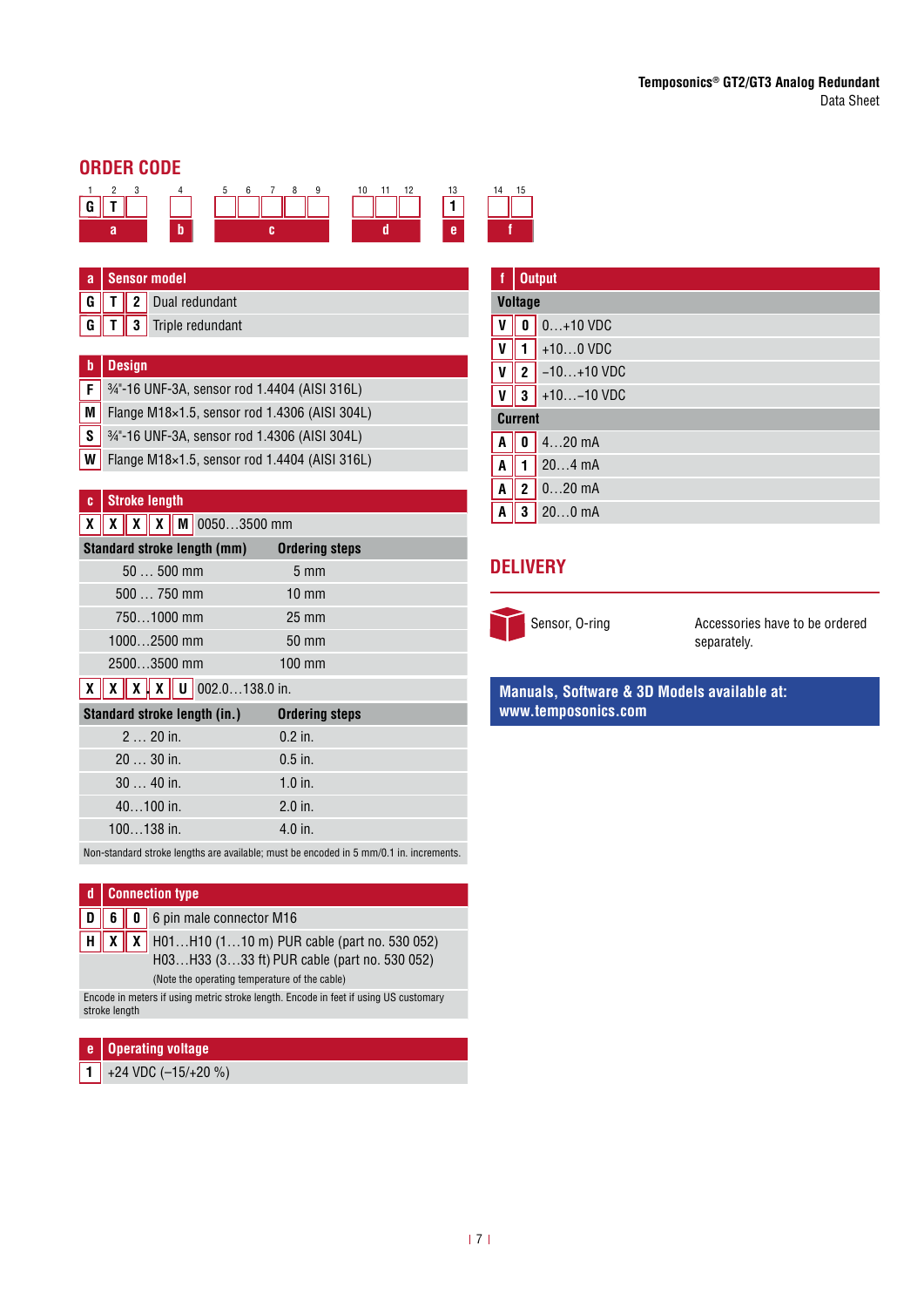## ORDER CODE

| 1 | 2 | 3 | 4 | 5 | 6 | 7 | 8 | 9 | 10 | 11 | 12 | 13 | 14 | 15 |
|---|---|---|---|---|---|---|---|---|---|---|---|---|---|---|
| G | T | | | | | | | | | | | 1 | | |
| a | | | b | c | | | | | d | | | e | f | |

| a | Sensor model |
|---|---|
| G T 2 | Dual redundant |
| G T 3 | Triple redundant |

| b | Design |
|---|---|
| F | ¾"-16 UNF-3A, sensor rod 1.4404 (AISI 316L) |
| M | Flange M18×1.5, sensor rod 1.4306 (AISI 304L) |
| S | ¾"-16 UNF-3A, sensor rod 1.4306 (AISI 304L) |
| W | Flange M18×1.5, sensor rod 1.4404 (AISI 316L) |

| c | Stroke length |
|---|---|
| X X X X M | 0050…3500 mm |

| Standard stroke length (mm) | Ordering steps |
|---|---|
| 50 … 500 mm | 5 mm |
| 500 … 750 mm | 10 mm |
| 750…1000 mm | 25 mm |
| 1000…2500 mm | 50 mm |
| 2500…3500 mm | 100 mm |

| X X X. X U | 002.0…138.0 in. |
|---|---|

| Standard stroke length (in.) | Ordering steps |
|---|---|
| 2 … 20 in. | 0.2 in. |
| 20 … 30 in. | 0.5 in. |
| 30 … 40 in. | 1.0 in. |
| 40…100 in. | 2.0 in. |
| 100…138 in. | 4.0 in. |

Non-standard stroke lengths are available; must be encoded in 5 mm/0.1 in. increments.

| d | Connection type |
|---|---|
| D 6 0 | 6 pin male connector M16 |
| H X X | H01…H10 (1…10 m) PUR cable (part no. 530 052)<br>H03…H33 (3…33 ft) PUR cable (part no. 530 052)<br>(Note the operating temperature of the cable) |

Encode in meters if using metric stroke length. Encode in feet if using US customary stroke length

| e | Operating voltage |
|---|---|
| 1 | +24 VDC (−15/+20 %) |

| f | Output |
|---|---|
| **Voltage** | |
| V 0 | 0…+10 VDC |
| V 1 | +10…0 VDC |
| V 2 | −10…+10 VDC |
| V 3 | +10…−10 VDC |
| **Current** | |
| A 0 | 4…20 mA |
| A 1 | 20…4 mA |
| A 2 | 0…20 mA |
| A 3 | 20…0 mA |

## DELIVERY

Sensor, O-ring

Accessories have to be ordered separately.

**Manuals, Software & 3D Models available at: www.temposonics.com**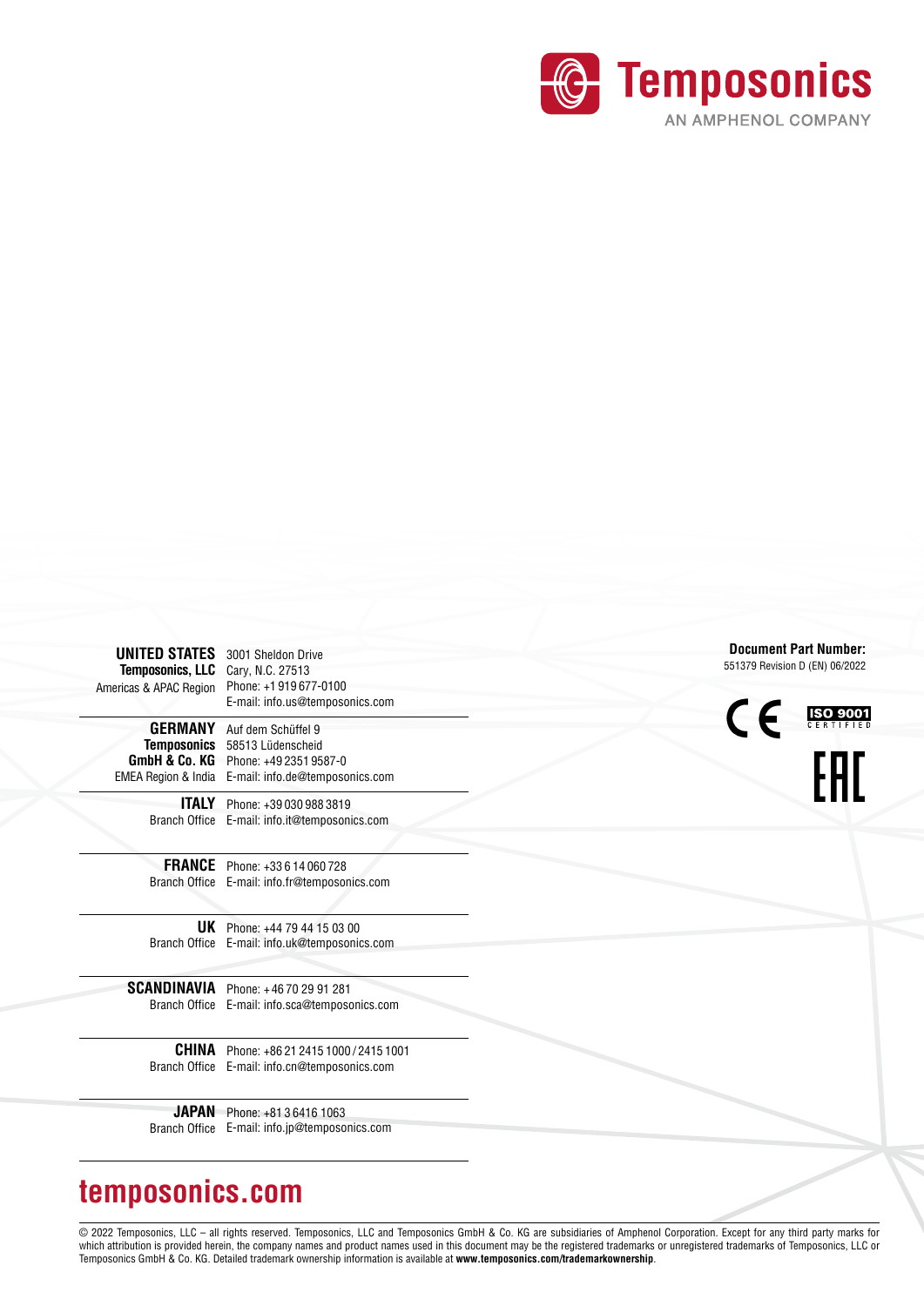**Temposonics**
AN AMPHENOL COMPANY

| | |
|---|---|
| **UNITED STATES** **Temposonics, LLC** Americas & APAC Region | 3001 Sheldon Drive Cary, N.C. 27513 Phone: +1 919 677-0100 E-mail: info.us@temposonics.com |
| **GERMANY** **Temposonics GmbH & Co. KG** EMEA Region & India | Auf dem Schüffel 9 58513 Lüdenscheid Phone: +49 2351 9587-0 E-mail: info.de@temposonics.com |
| **ITALY** Branch Office | Phone: +39 030 988 3819 E-mail: info.it@temposonics.com |
| **FRANCE** Branch Office | Phone: +33 6 14 060 728 E-mail: info.fr@temposonics.com |
| **UK** Branch Office | Phone: +44 79 44 15 03 00 E-mail: info.uk@temposonics.com |
| **SCANDINAVIA** Branch Office | Phone: + 46 70 29 91 281 E-mail: info.sca@temposonics.com |
| **CHINA** Branch Office | Phone: +86 21 2415 1000 / 2415 1001 E-mail: info.cn@temposonics.com |
| **JAPAN** Branch Office | Phone: +81 3 6416 1063 E-mail: info.jp@temposonics.com |

**Document Part Number:**
551379 Revision D (EN) 06/2022

CE ISO 9001 CERTIFIED EAC

## temposonics.com

© 2022 Temposonics, LLC – all rights reserved. Temposonics, LLC and Temposonics GmbH & Co. KG are subsidiaries of Amphenol Corporation. Except for any third party marks for which attribution is provided herein, the company names and product names used in this document may be the registered trademarks or unregistered trademarks of Temposonics, LLC or Temposonics GmbH & Co. KG. Detailed trademark ownership information is available at **www.temposonics.com/trademarkownership**.